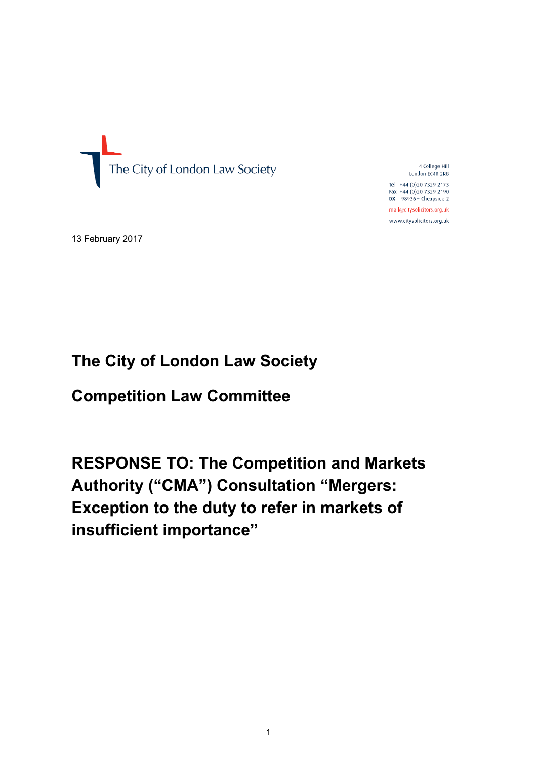The City of London Law Society

4 College Hill
London EC4R 2RB

Tel +44 (0)20 7329 2173
Fax +44 (0)20 7329 2190
DX 98936 – Cheapside 2

mail@citysolicitors.org.uk

www.citysolicitors.org.uk

13 February 2017

# The City of London Law Society

# Competition Law Committee

# RESPONSE TO: The Competition and Markets Authority ("CMA") Consultation "Mergers: Exception to the duty to refer in markets of insufficient importance"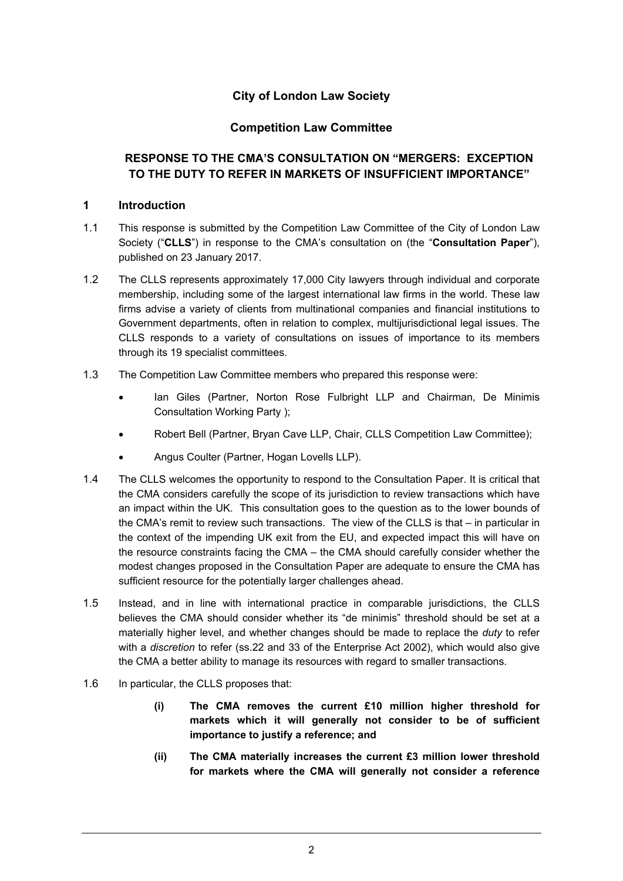**City of London Law Society**

**Competition Law Committee**

**RESPONSE TO THE CMA'S CONSULTATION ON "MERGERS: EXCEPTION TO THE DUTY TO REFER IN MARKETS OF INSUFFICIENT IMPORTANCE"**

## 1 Introduction

1.1 This response is submitted by the Competition Law Committee of the City of London Law Society ("**CLLS**") in response to the CMA's consultation on (the "**Consultation Paper**"), published on 23 January 2017.

1.2 The CLLS represents approximately 17,000 City lawyers through individual and corporate membership, including some of the largest international law firms in the world. These law firms advise a variety of clients from multinational companies and financial institutions to Government departments, often in relation to complex, multijurisdictional legal issues. The CLLS responds to a variety of consultations on issues of importance to its members through its 19 specialist committees.

1.3 The Competition Law Committee members who prepared this response were:

- Ian Giles (Partner, Norton Rose Fulbright LLP and Chairman, De Minimis Consultation Working Party );
- Robert Bell (Partner, Bryan Cave LLP, Chair, CLLS Competition Law Committee);
- Angus Coulter (Partner, Hogan Lovells LLP).

1.4 The CLLS welcomes the opportunity to respond to the Consultation Paper. It is critical that the CMA considers carefully the scope of its jurisdiction to review transactions which have an impact within the UK. This consultation goes to the question as to the lower bounds of the CMA's remit to review such transactions. The view of the CLLS is that – in particular in the context of the impending UK exit from the EU, and expected impact this will have on the resource constraints facing the CMA – the CMA should carefully consider whether the modest changes proposed in the Consultation Paper are adequate to ensure the CMA has sufficient resource for the potentially larger challenges ahead.

1.5 Instead, and in line with international practice in comparable jurisdictions, the CLLS believes the CMA should consider whether its "de minimis" threshold should be set at a materially higher level, and whether changes should be made to replace the *duty* to refer with a *discretion* to refer (ss.22 and 33 of the Enterprise Act 2002), which would also give the CMA a better ability to manage its resources with regard to smaller transactions.

1.6 In particular, the CLLS proposes that:

**(i) The CMA removes the current £10 million higher threshold for markets which it will generally not consider to be of sufficient importance to justify a reference; and**

**(ii) The CMA materially increases the current £3 million lower threshold for markets where the CMA will generally not consider a reference**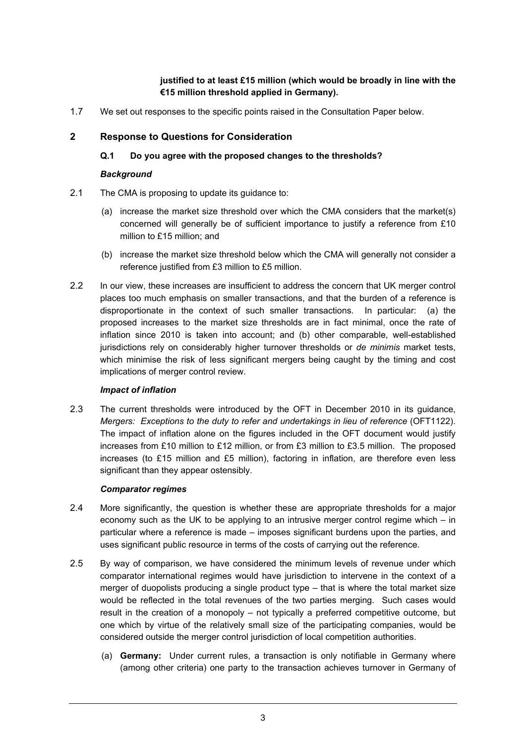**justified to at least £15 million (which would be broadly in line with the €15 million threshold applied in Germany).**

1.7 We set out responses to the specific points raised in the Consultation Paper below.

## 2 Response to Questions for Consideration

### Q.1 Do you agree with the proposed changes to the thresholds?

***Background***

2.1 The CMA is proposing to update its guidance to:

(a) increase the market size threshold over which the CMA considers that the market(s) concerned will generally be of sufficient importance to justify a reference from £10 million to £15 million; and

(b) increase the market size threshold below which the CMA will generally not consider a reference justified from £3 million to £5 million.

2.2 In our view, these increases are insufficient to address the concern that UK merger control places too much emphasis on smaller transactions, and that the burden of a reference is disproportionate in the context of such smaller transactions. In particular: (a) the proposed increases to the market size thresholds are in fact minimal, once the rate of inflation since 2010 is taken into account; and (b) other comparable, well-established jurisdictions rely on considerably higher turnover thresholds or *de minimis* market tests, which minimise the risk of less significant mergers being caught by the timing and cost implications of merger control review.

***Impact of inflation***

2.3 The current thresholds were introduced by the OFT in December 2010 in its guidance, *Mergers: Exceptions to the duty to refer and undertakings in lieu of reference* (OFT1122). The impact of inflation alone on the figures included in the OFT document would justify increases from £10 million to £12 million, or from £3 million to £3.5 million. The proposed increases (to £15 million and £5 million), factoring in inflation, are therefore even less significant than they appear ostensibly.

***Comparator regimes***

2.4 More significantly, the question is whether these are appropriate thresholds for a major economy such as the UK to be applying to an intrusive merger control regime which – in particular where a reference is made – imposes significant burdens upon the parties, and uses significant public resource in terms of the costs of carrying out the reference.

2.5 By way of comparison, we have considered the minimum levels of revenue under which comparator international regimes would have jurisdiction to intervene in the context of a merger of duopolists producing a single product type – that is where the total market size would be reflected in the total revenues of the two parties merging. Such cases would result in the creation of a monopoly – not typically a preferred competitive outcome, but one which by virtue of the relatively small size of the participating companies, would be considered outside the merger control jurisdiction of local competition authorities.

(a) **Germany:** Under current rules, a transaction is only notifiable in Germany where (among other criteria) one party to the transaction achieves turnover in Germany of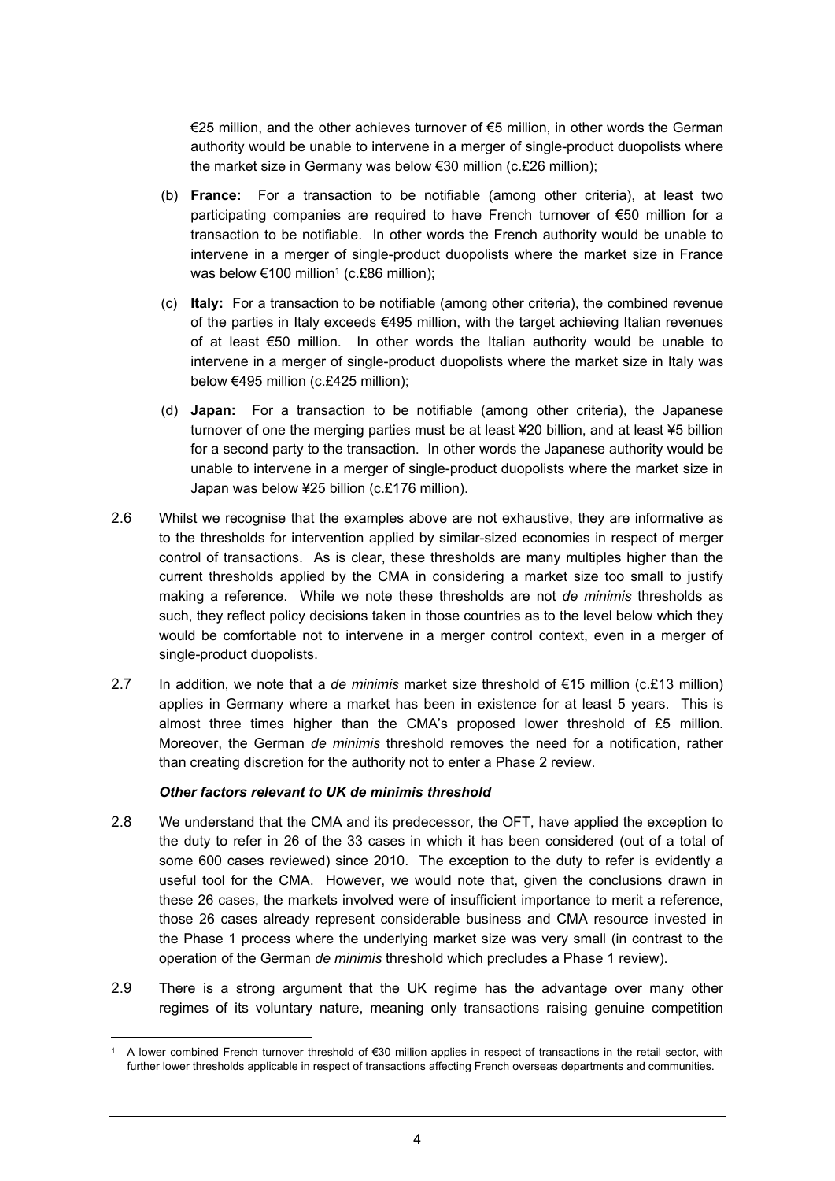€25 million, and the other achieves turnover of €5 million, in other words the German authority would be unable to intervene in a merger of single-product duopolists where the market size in Germany was below €30 million (c.£26 million);

(b) **France:** For a transaction to be notifiable (among other criteria), at least two participating companies are required to have French turnover of €50 million for a transaction to be notifiable. In other words the French authority would be unable to intervene in a merger of single-product duopolists where the market size in France was below €100 million[1] (c.£86 million);

(c) **Italy:** For a transaction to be notifiable (among other criteria), the combined revenue of the parties in Italy exceeds €495 million, with the target achieving Italian revenues of at least €50 million. In other words the Italian authority would be unable to intervene in a merger of single-product duopolists where the market size in Italy was below €495 million (c.£425 million);

(d) **Japan:** For a transaction to be notifiable (among other criteria), the Japanese turnover of one the merging parties must be at least ¥20 billion, and at least ¥5 billion for a second party to the transaction. In other words the Japanese authority would be unable to intervene in a merger of single-product duopolists where the market size in Japan was below ¥25 billion (c.£176 million).

2.6 Whilst we recognise that the examples above are not exhaustive, they are informative as to the thresholds for intervention applied by similar-sized economies in respect of merger control of transactions. As is clear, these thresholds are many multiples higher than the current thresholds applied by the CMA in considering a market size too small to justify making a reference. While we note these thresholds are not *de minimis* thresholds as such, they reflect policy decisions taken in those countries as to the level below which they would be comfortable not to intervene in a merger control context, even in a merger of single-product duopolists.

2.7 In addition, we note that a *de minimis* market size threshold of €15 million (c.£13 million) applies in Germany where a market has been in existence for at least 5 years. This is almost three times higher than the CMA's proposed lower threshold of £5 million. Moreover, the German *de minimis* threshold removes the need for a notification, rather than creating discretion for the authority not to enter a Phase 2 review.

***Other factors relevant to UK de minimis threshold***

2.8 We understand that the CMA and its predecessor, the OFT, have applied the exception to the duty to refer in 26 of the 33 cases in which it has been considered (out of a total of some 600 cases reviewed) since 2010. The exception to the duty to refer is evidently a useful tool for the CMA. However, we would note that, given the conclusions drawn in these 26 cases, the markets involved were of insufficient importance to merit a reference, those 26 cases already represent considerable business and CMA resource invested in the Phase 1 process where the underlying market size was very small (in contrast to the operation of the German *de minimis* threshold which precludes a Phase 1 review).

2.9 There is a strong argument that the UK regime has the advantage over many other regimes of its voluntary nature, meaning only transactions raising genuine competition

[1] A lower combined French turnover threshold of €30 million applies in respect of transactions in the retail sector, with further lower thresholds applicable in respect of transactions affecting French overseas departments and communities.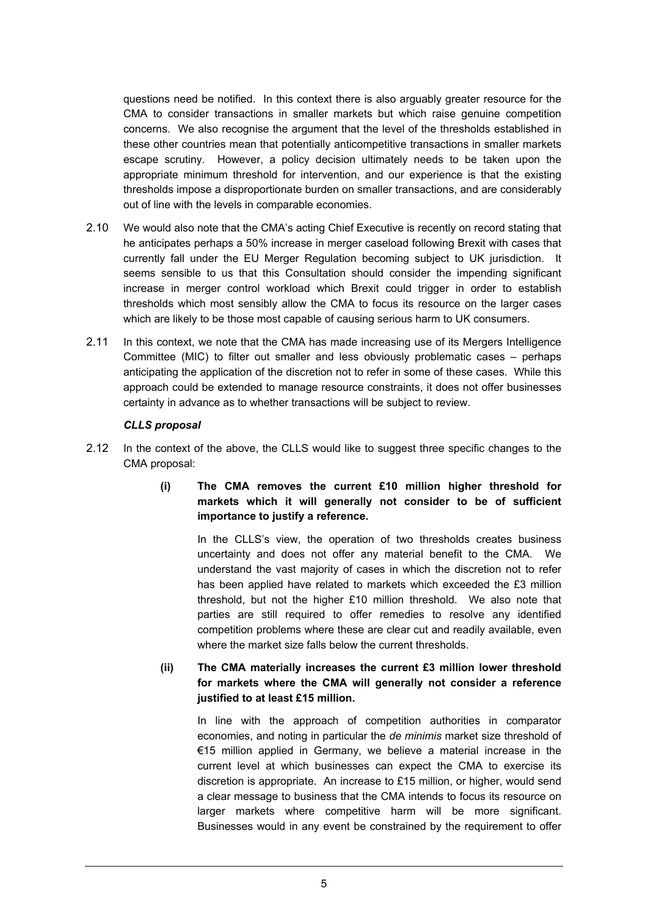questions need be notified. In this context there is also arguably greater resource for the CMA to consider transactions in smaller markets but which raise genuine competition concerns. We also recognise the argument that the level of the thresholds established in these other countries mean that potentially anticompetitive transactions in smaller markets escape scrutiny. However, a policy decision ultimately needs to be taken upon the appropriate minimum threshold for intervention, and our experience is that the existing thresholds impose a disproportionate burden on smaller transactions, and are considerably out of line with the levels in comparable economies.

2.10 We would also note that the CMA's acting Chief Executive is recently on record stating that he anticipates perhaps a 50% increase in merger caseload following Brexit with cases that currently fall under the EU Merger Regulation becoming subject to UK jurisdiction. It seems sensible to us that this Consultation should consider the impending significant increase in merger control workload which Brexit could trigger in order to establish thresholds which most sensibly allow the CMA to focus its resource on the larger cases which are likely to be those most capable of causing serious harm to UK consumers.

2.11 In this context, we note that the CMA has made increasing use of its Mergers Intelligence Committee (MIC) to filter out smaller and less obviously problematic cases – perhaps anticipating the application of the discretion not to refer in some of these cases. While this approach could be extended to manage resource constraints, it does not offer businesses certainty in advance as to whether transactions will be subject to review.

***CLLS proposal***

2.12 In the context of the above, the CLLS would like to suggest three specific changes to the CMA proposal:

**(i) The CMA removes the current £10 million higher threshold for markets which it will generally not consider to be of sufficient importance to justify a reference.**

In the CLLS's view, the operation of two thresholds creates business uncertainty and does not offer any material benefit to the CMA. We understand the vast majority of cases in which the discretion not to refer has been applied have related to markets which exceeded the £3 million threshold, but not the higher £10 million threshold. We also note that parties are still required to offer remedies to resolve any identified competition problems where these are clear cut and readily available, even where the market size falls below the current thresholds.

**(ii) The CMA materially increases the current £3 million lower threshold for markets where the CMA will generally not consider a reference justified to at least £15 million.**

In line with the approach of competition authorities in comparator economies, and noting in particular the *de minimis* market size threshold of €15 million applied in Germany, we believe a material increase in the current level at which businesses can expect the CMA to exercise its discretion is appropriate. An increase to £15 million, or higher, would send a clear message to business that the CMA intends to focus its resource on larger markets where competitive harm will be more significant. Businesses would in any event be constrained by the requirement to offer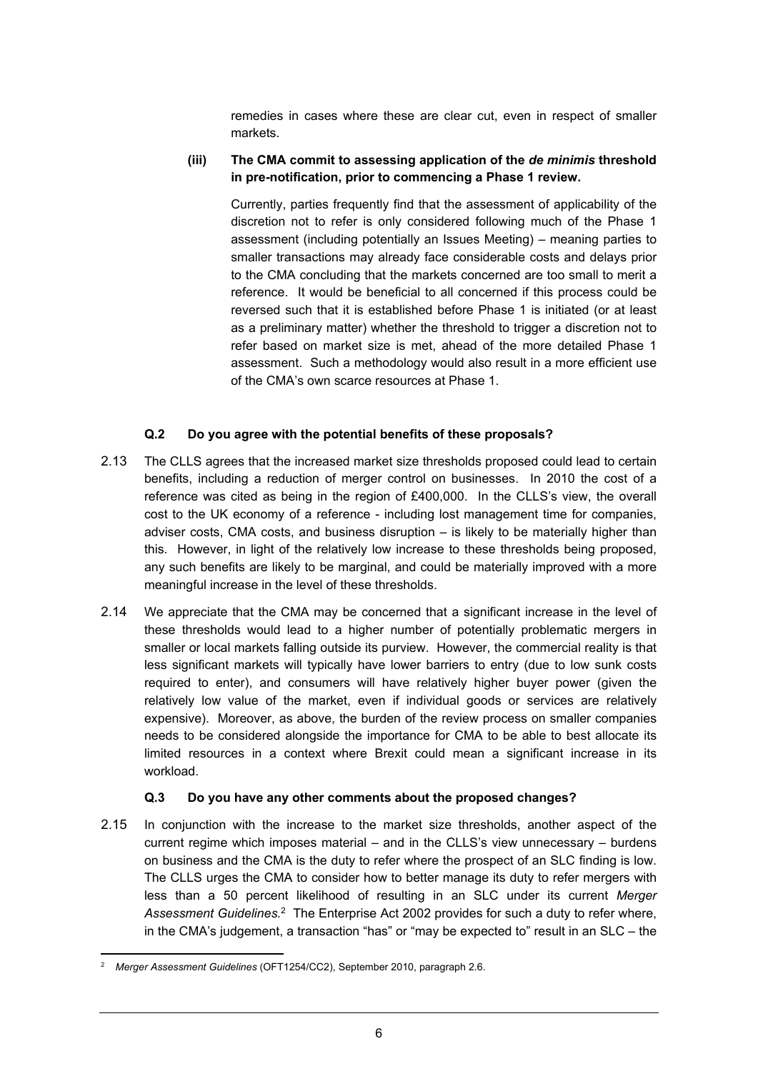remedies in cases where these are clear cut, even in respect of smaller markets.

**(iii) The CMA commit to assessing application of the *de minimis* threshold in pre-notification, prior to commencing a Phase 1 review.**

Currently, parties frequently find that the assessment of applicability of the discretion not to refer is only considered following much of the Phase 1 assessment (including potentially an Issues Meeting) – meaning parties to smaller transactions may already face considerable costs and delays prior to the CMA concluding that the markets concerned are too small to merit a reference. It would be beneficial to all concerned if this process could be reversed such that it is established before Phase 1 is initiated (or at least as a preliminary matter) whether the threshold to trigger a discretion not to refer based on market size is met, ahead of the more detailed Phase 1 assessment. Such a methodology would also result in a more efficient use of the CMA's own scarce resources at Phase 1.

### Q.2 Do you agree with the potential benefits of these proposals?

2.13 The CLLS agrees that the increased market size thresholds proposed could lead to certain benefits, including a reduction of merger control on businesses. In 2010 the cost of a reference was cited as being in the region of £400,000. In the CLLS's view, the overall cost to the UK economy of a reference - including lost management time for companies, adviser costs, CMA costs, and business disruption – is likely to be materially higher than this. However, in light of the relatively low increase to these thresholds being proposed, any such benefits are likely to be marginal, and could be materially improved with a more meaningful increase in the level of these thresholds.

2.14 We appreciate that the CMA may be concerned that a significant increase in the level of these thresholds would lead to a higher number of potentially problematic mergers in smaller or local markets falling outside its purview. However, the commercial reality is that less significant markets will typically have lower barriers to entry (due to low sunk costs required to enter), and consumers will have relatively higher buyer power (given the relatively low value of the market, even if individual goods or services are relatively expensive). Moreover, as above, the burden of the review process on smaller companies needs to be considered alongside the importance for CMA to be able to best allocate its limited resources in a context where Brexit could mean a significant increase in its workload.

### Q.3 Do you have any other comments about the proposed changes?

2.15 In conjunction with the increase to the market size thresholds, another aspect of the current regime which imposes material – and in the CLLS's view unnecessary – burdens on business and the CMA is the duty to refer where the prospect of an SLC finding is low. The CLLS urges the CMA to consider how to better manage its duty to refer mergers with less than a 50 percent likelihood of resulting in an SLC under its current *Merger Assessment Guidelines.*[2] The Enterprise Act 2002 provides for such a duty to refer where, in the CMA's judgement, a transaction "has" or "may be expected to" result in an SLC – the

[2] *Merger Assessment Guidelines* (OFT1254/CC2), September 2010, paragraph 2.6.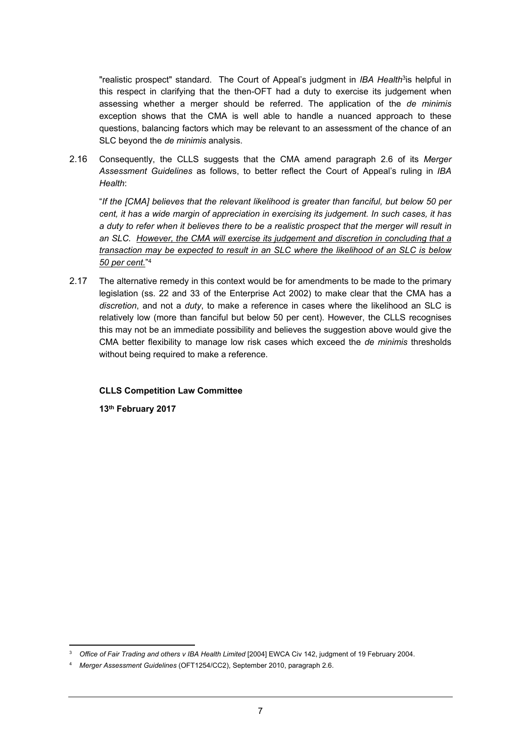"realistic prospect" standard. The Court of Appeal's judgment in *IBA Health*[3]is helpful in this respect in clarifying that the then-OFT had a duty to exercise its judgement when assessing whether a merger should be referred. The application of the *de minimis* exception shows that the CMA is well able to handle a nuanced approach to these questions, balancing factors which may be relevant to an assessment of the chance of an SLC beyond the *de minimis* analysis.

2.16 Consequently, the CLLS suggests that the CMA amend paragraph 2.6 of its *Merger Assessment Guidelines* as follows, to better reflect the Court of Appeal's ruling in *IBA Health*:

"*If the [CMA] believes that the relevant likelihood is greater than fanciful, but below 50 per cent, it has a wide margin of appreciation in exercising its judgement. In such cases, it has a duty to refer when it believes there to be a realistic prospect that the merger will result in an SLC. <u>However, the CMA will exercise its judgement and discretion in concluding that a transaction may be expected to result in an SLC where the likelihood of an SLC is below 50 per cent.</u>*"[4]

2.17 The alternative remedy in this context would be for amendments to be made to the primary legislation (ss. 22 and 33 of the Enterprise Act 2002) to make clear that the CMA has a *discretion*, and not a *duty*, to make a reference in cases where the likelihood an SLC is relatively low (more than fanciful but below 50 per cent). However, the CLLS recognises this may not be an immediate possibility and believes the suggestion above would give the CMA better flexibility to manage low risk cases which exceed the *de minimis* thresholds without being required to make a reference.

**CLLS Competition Law Committee**

**13th February 2017**

---

[3] *Office of Fair Trading and others v IBA Health Limited* [2004] EWCA Civ 142, judgment of 19 February 2004.

[4] *Merger Assessment Guidelines* (OFT1254/CC2), September 2010, paragraph 2.6.